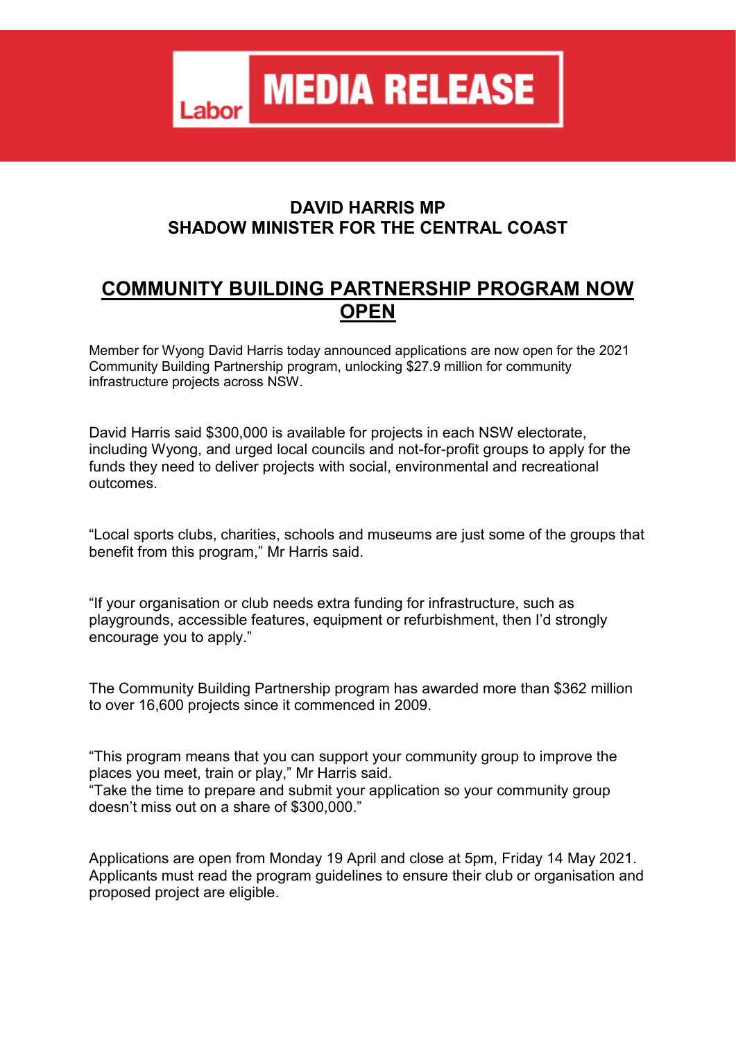**Labor MEDIA RELEASE**

**DAVID HARRIS MP**
**SHADOW MINISTER FOR THE CENTRAL COAST**

# COMMUNITY BUILDING PARTNERSHIP PROGRAM NOW OPEN

Member for Wyong David Harris today announced applications are now open for the 2021 Community Building Partnership program, unlocking $27.9 million for community infrastructure projects across NSW.

David Harris said $300,000 is available for projects in each NSW electorate, including Wyong, and urged local councils and not-for-profit groups to apply for the funds they need to deliver projects with social, environmental and recreational outcomes.

“Local sports clubs, charities, schools and museums are just some of the groups that benefit from this program,” Mr Harris said.

“If your organisation or club needs extra funding for infrastructure, such as playgrounds, accessible features, equipment or refurbishment, then I’d strongly encourage you to apply.”

The Community Building Partnership program has awarded more than $362 million to over 16,600 projects since it commenced in 2009.

“This program means that you can support your community group to improve the places you meet, train or play,” Mr Harris said.
“Take the time to prepare and submit your application so your community group doesn’t miss out on a share of $300,000.”

Applications are open from Monday 19 April and close at 5pm, Friday 14 May 2021. Applicants must read the program guidelines to ensure their club or organisation and proposed project are eligible.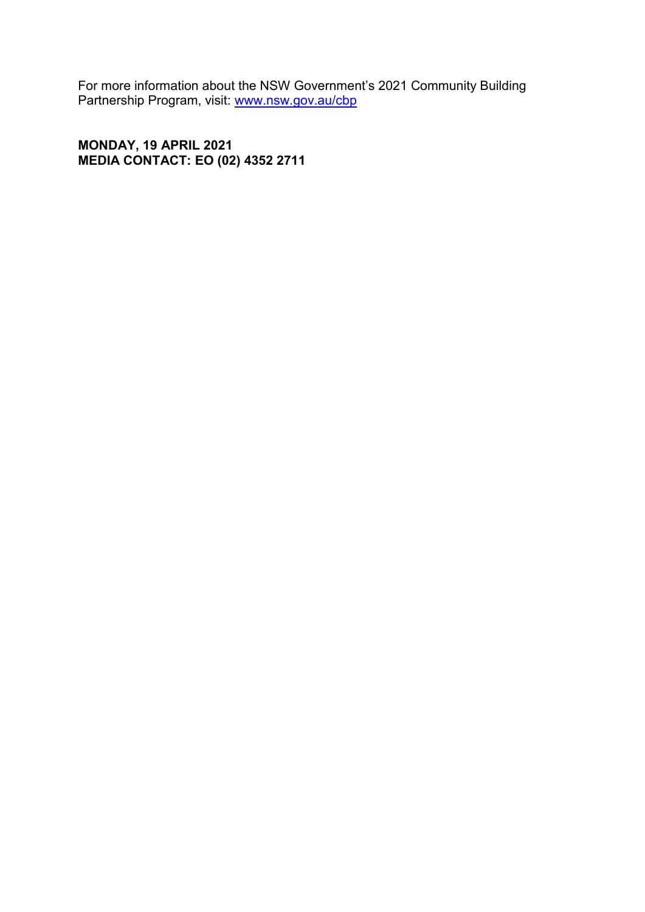For more information about the NSW Government's 2021 Community Building Partnership Program, visit: [www.nsw.gov.au/cbp](http://www.nsw.gov.au/cbp)

**MONDAY, 19 APRIL 2021**
**MEDIA CONTACT: EO (02) 4352 2711**